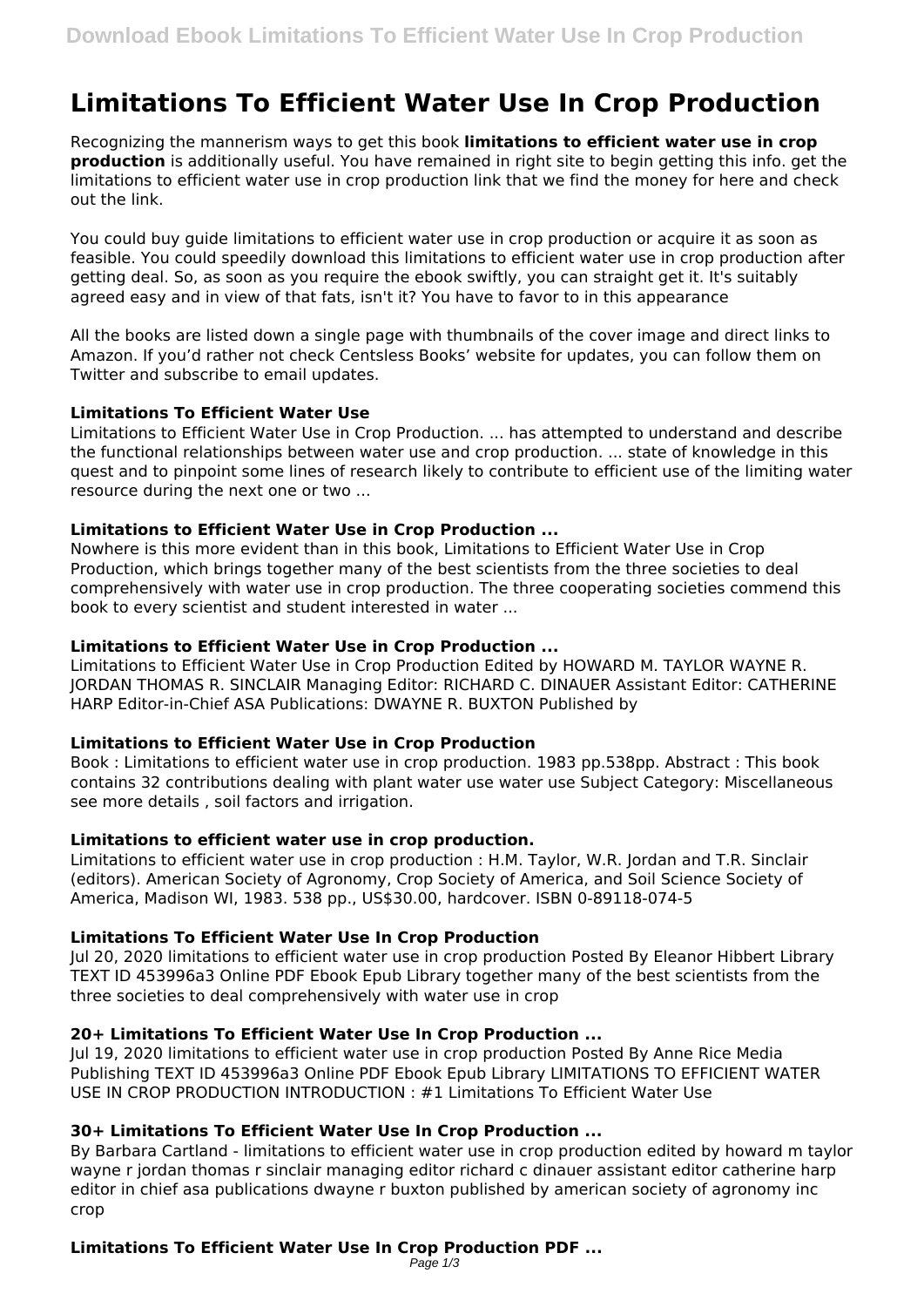# Limitations To Efficient Water Use In Crop Production

Recognizing the mannerism ways to get this book **limitations to efficient water use in crop production** is additionally useful. You have remained in right site to begin getting this info. get the limitations to efficient water use in crop production link that we find the money for here and check out the link.

You could buy guide limitations to efficient water use in crop production or acquire it as soon as feasible. You could speedily download this limitations to efficient water use in crop production after getting deal. So, as soon as you require the ebook swiftly, you can straight get it. It's suitably agreed easy and in view of that fats, isn't it? You have to favor to in this appearance

All the books are listed down a single page with thumbnails of the cover image and direct links to Amazon. If you'd rather not check Centsless Books' website for updates, you can follow them on Twitter and subscribe to email updates.

### Limitations To Efficient Water Use

Limitations to Efficient Water Use in Crop Production. ... has attempted to understand and describe the functional relationships between water use and crop production. ... state of knowledge in this quest and to pinpoint some lines of research likely to contribute to efficient use of the limiting water resource during the next one or two ...

### Limitations to Efficient Water Use in Crop Production ...

Nowhere is this more evident than in this book, Limitations to Efficient Water Use in Crop Production, which brings together many of the best scientists from the three societies to deal comprehensively with water use in crop production. The three cooperating societies commend this book to every scientist and student interested in water ...

### Limitations to Efficient Water Use in Crop Production ...

Limitations to Efficient Water Use in Crop Production Edited by HOWARD M. TAYLOR WAYNE R. JORDAN THOMAS R. SINCLAIR Managing Editor: RICHARD C. DINAUER Assistant Editor: CATHERINE HARP Editor-in-Chief ASA Publications: DWAYNE R. BUXTON Published by

### Limitations to Efficient Water Use in Crop Production

Book : Limitations to efficient water use in crop production. 1983 pp.538pp. Abstract : This book contains 32 contributions dealing with plant water use water use Subject Category: Miscellaneous see more details , soil factors and irrigation.

### Limitations to efficient water use in crop production.

Limitations to efficient water use in crop production : H.M. Taylor, W.R. Jordan and T.R. Sinclair (editors). American Society of Agronomy, Crop Society of America, and Soil Science Society of America, Madison WI, 1983. 538 pp., US$30.00, hardcover. ISBN 0-89118-074-5

### Limitations To Efficient Water Use In Crop Production

Jul 20, 2020 limitations to efficient water use in crop production Posted By Eleanor Hibbert Library TEXT ID 453996a3 Online PDF Ebook Epub Library together many of the best scientists from the three societies to deal comprehensively with water use in crop

### 20+ Limitations To Efficient Water Use In Crop Production ...

Jul 19, 2020 limitations to efficient water use in crop production Posted By Anne Rice Media Publishing TEXT ID 453996a3 Online PDF Ebook Epub Library LIMITATIONS TO EFFICIENT WATER USE IN CROP PRODUCTION INTRODUCTION : #1 Limitations To Efficient Water Use

### 30+ Limitations To Efficient Water Use In Crop Production ...

By Barbara Cartland - limitations to efficient water use in crop production edited by howard m taylor wayne r jordan thomas r sinclair managing editor richard c dinauer assistant editor catherine harp editor in chief asa publications dwayne r buxton published by american society of agronomy inc crop

### Limitations To Efficient Water Use In Crop Production PDF ...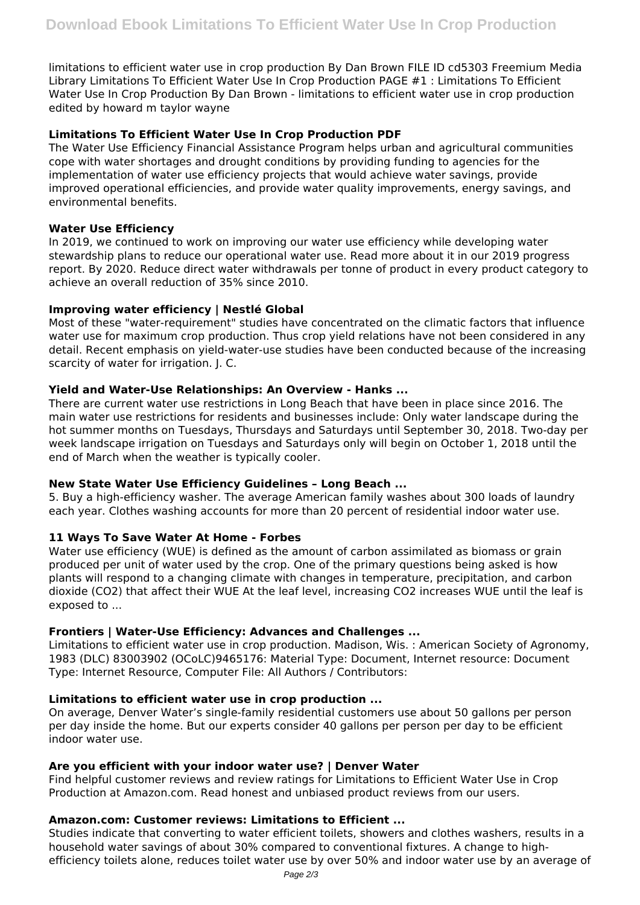limitations to efficient water use in crop production By Dan Brown FILE ID cd5303 Freemium Media Library Limitations To Efficient Water Use In Crop Production PAGE #1 : Limitations To Efficient Water Use In Crop Production By Dan Brown - limitations to efficient water use in crop production edited by howard m taylor wayne

### Limitations To Efficient Water Use In Crop Production PDF

The Water Use Efficiency Financial Assistance Program helps urban and agricultural communities cope with water shortages and drought conditions by providing funding to agencies for the implementation of water use efficiency projects that would achieve water savings, provide improved operational efficiencies, and provide water quality improvements, energy savings, and environmental benefits.

### Water Use Efficiency

In 2019, we continued to work on improving our water use efficiency while developing water stewardship plans to reduce our operational water use. Read more about it in our 2019 progress report. By 2020. Reduce direct water withdrawals per tonne of product in every product category to achieve an overall reduction of 35% since 2010.

### Improving water efficiency | Nestlé Global

Most of these "water-requirement" studies have concentrated on the climatic factors that influence water use for maximum crop production. Thus crop yield relations have not been considered in any detail. Recent emphasis on yield-water-use studies have been conducted because of the increasing scarcity of water for irrigation. J. C.

### Yield and Water-Use Relationships: An Overview - Hanks ...

There are current water use restrictions in Long Beach that have been in place since 2016. The main water use restrictions for residents and businesses include: Only water landscape during the hot summer months on Tuesdays, Thursdays and Saturdays until September 30, 2018. Two-day per week landscape irrigation on Tuesdays and Saturdays only will begin on October 1, 2018 until the end of March when the weather is typically cooler.

### New State Water Use Efficiency Guidelines – Long Beach ...

5. Buy a high-efficiency washer. The average American family washes about 300 loads of laundry each year. Clothes washing accounts for more than 20 percent of residential indoor water use.

### 11 Ways To Save Water At Home - Forbes

Water use efficiency (WUE) is defined as the amount of carbon assimilated as biomass or grain produced per unit of water used by the crop. One of the primary questions being asked is how plants will respond to a changing climate with changes in temperature, precipitation, and carbon dioxide ($CO_2$) that affect their WUE At the leaf level, increasing $CO_2$ increases WUE until the leaf is exposed to ...

### Frontiers | Water-Use Efficiency: Advances and Challenges ...

Limitations to efficient water use in crop production. Madison, Wis. : American Society of Agronomy, 1983 (DLC) 83003902 (OCoLC)9465176: Material Type: Document, Internet resource: Document Type: Internet Resource, Computer File: All Authors / Contributors:

### Limitations to efficient water use in crop production ...

On average, Denver Water's single-family residential customers use about 50 gallons per person per day inside the home. But our experts consider 40 gallons per person per day to be efficient indoor water use.

### Are you efficient with your indoor water use? | Denver Water

Find helpful customer reviews and review ratings for Limitations to Efficient Water Use in Crop Production at Amazon.com. Read honest and unbiased product reviews from our users.

### Amazon.com: Customer reviews: Limitations to Efficient ...

Studies indicate that converting to water efficient toilets, showers and clothes washers, results in a household water savings of about 30% compared to conventional fixtures. A change to high-efficiency toilets alone, reduces toilet water use by over 50% and indoor water use by an average of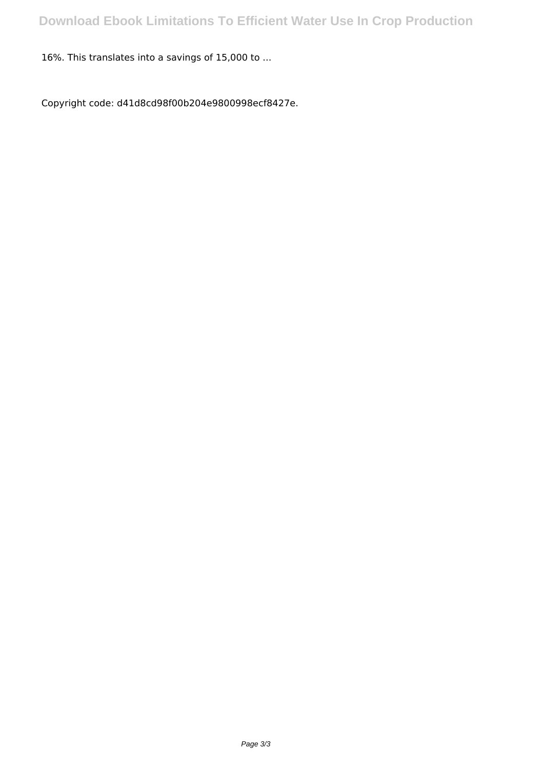16%. This translates into a savings of 15,000 to ...

Copyright code: d41d8cd98f00b204e9800998ecf8427e.